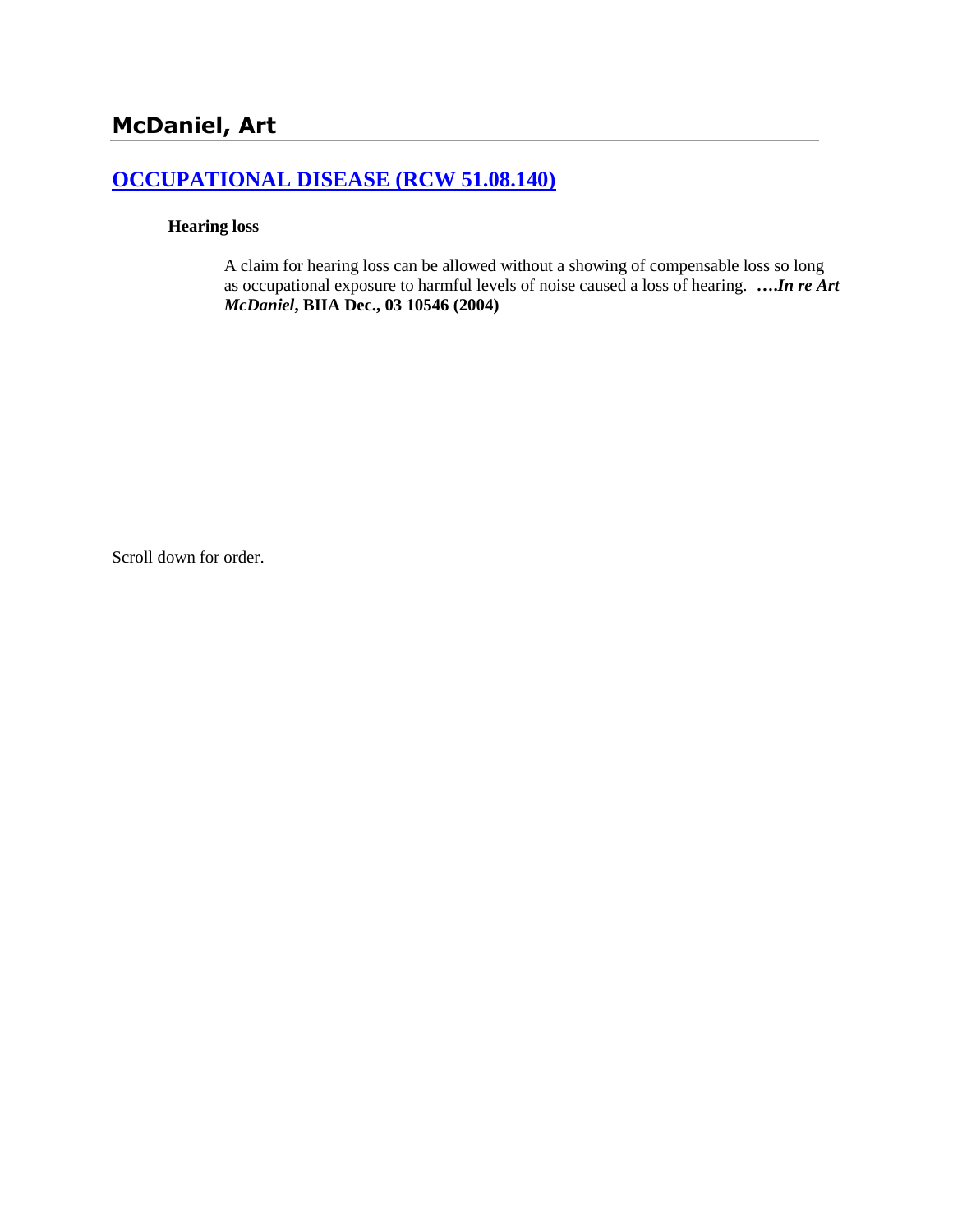## McDaniel, Art

### [OCCUPATIONAL DISEASE (RCW 51.08.140)]()

**Hearing loss**

A claim for hearing loss can be allowed without a showing of compensable loss so long as occupational exposure to harmful levels of noise caused a loss of hearing. ***….In re Art McDaniel*, BIIA Dec., 03 10546 (2004)**

Scroll down for order.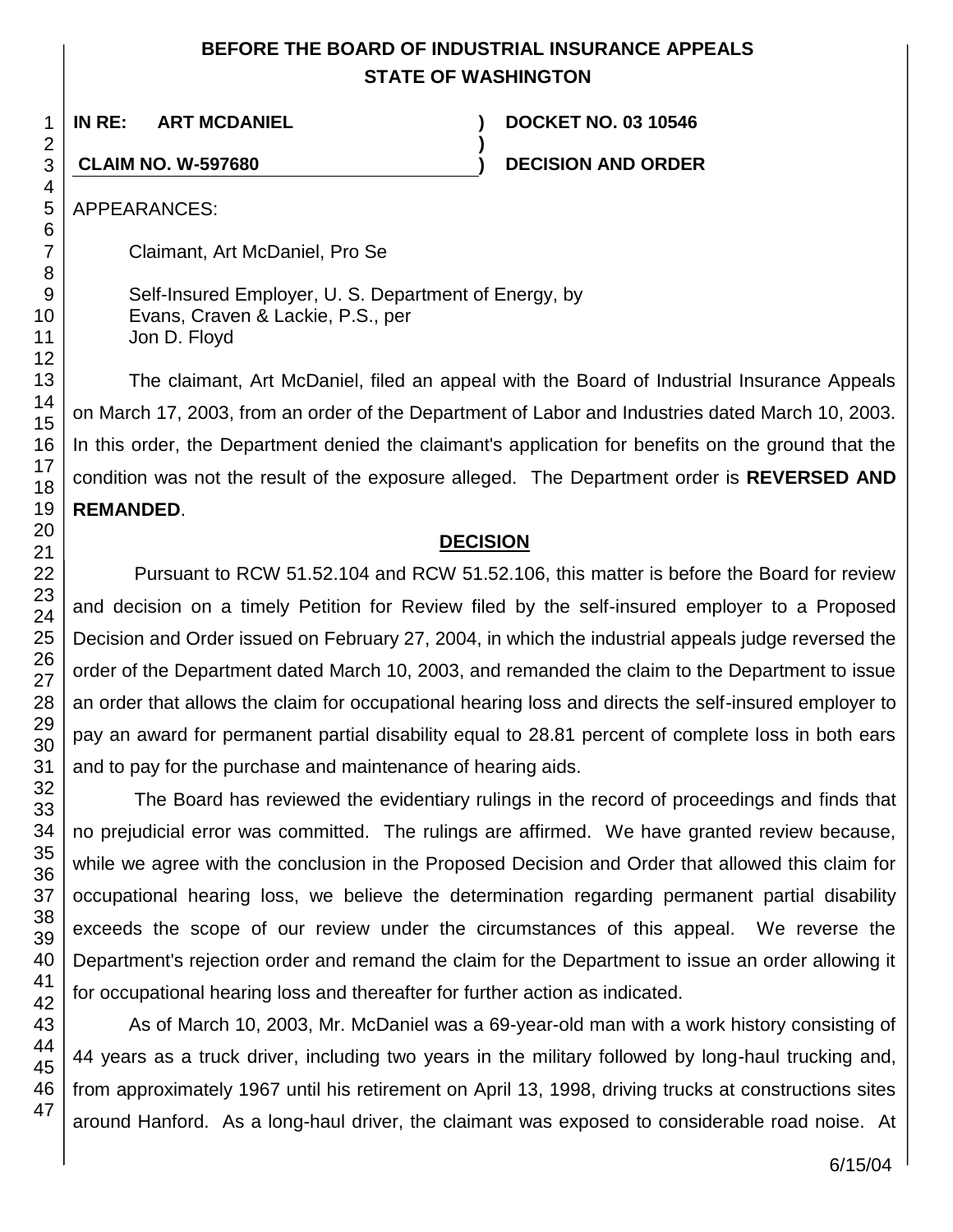# BEFORE THE BOARD OF INDUSTRIAL INSURANCE APPEALS
# STATE OF WASHINGTON

**IN RE: ART MCDANIEL** ) **DOCKET NO. 03 10546**
)
**CLAIM NO. W-597680** ) **DECISION AND ORDER**

APPEARANCES:

Claimant, Art McDaniel, Pro Se

Self-Insured Employer, U. S. Department of Energy, by
Evans, Craven & Lackie, P.S., per
Jon D. Floyd

The claimant, Art McDaniel, filed an appeal with the Board of Industrial Insurance Appeals on March 17, 2003, from an order of the Department of Labor and Industries dated March 10, 2003. In this order, the Department denied the claimant's application for benefits on the ground that the condition was not the result of the exposure alleged. The Department order is **REVERSED AND REMANDED**.

## DECISION

Pursuant to RCW 51.52.104 and RCW 51.52.106, this matter is before the Board for review and decision on a timely Petition for Review filed by the self-insured employer to a Proposed Decision and Order issued on February 27, 2004, in which the industrial appeals judge reversed the order of the Department dated March 10, 2003, and remanded the claim to the Department to issue an order that allows the claim for occupational hearing loss and directs the self-insured employer to pay an award for permanent partial disability equal to 28.81 percent of complete loss in both ears and to pay for the purchase and maintenance of hearing aids.

The Board has reviewed the evidentiary rulings in the record of proceedings and finds that no prejudicial error was committed. The rulings are affirmed. We have granted review because, while we agree with the conclusion in the Proposed Decision and Order that allowed this claim for occupational hearing loss, we believe the determination regarding permanent partial disability exceeds the scope of our review under the circumstances of this appeal. We reverse the Department's rejection order and remand the claim for the Department to issue an order allowing it for occupational hearing loss and thereafter for further action as indicated.

As of March 10, 2003, Mr. McDaniel was a 69-year-old man with a work history consisting of 44 years as a truck driver, including two years in the military followed by long-haul trucking and, from approximately 1967 until his retirement on April 13, 1998, driving trucks at constructions sites around Hanford. As a long-haul driver, the claimant was exposed to considerable road noise. At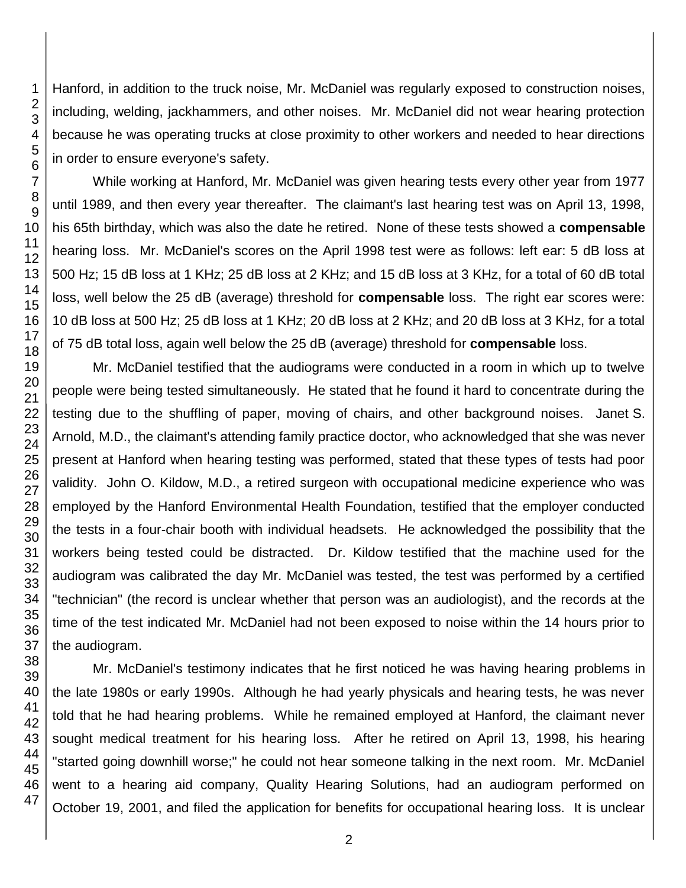Hanford, in addition to the truck noise, Mr. McDaniel was regularly exposed to construction noises, including, welding, jackhammers, and other noises. Mr. McDaniel did not wear hearing protection because he was operating trucks at close proximity to other workers and needed to hear directions in order to ensure everyone's safety.

While working at Hanford, Mr. McDaniel was given hearing tests every other year from 1977 until 1989, and then every year thereafter. The claimant's last hearing test was on April 13, 1998, his 65th birthday, which was also the date he retired. None of these tests showed a **compensable** hearing loss. Mr. McDaniel's scores on the April 1998 test were as follows: left ear: 5 dB loss at 500 Hz; 15 dB loss at 1 KHz; 25 dB loss at 2 KHz; and 15 dB loss at 3 KHz, for a total of 60 dB total loss, well below the 25 dB (average) threshold for **compensable** loss. The right ear scores were: 10 dB loss at 500 Hz; 25 dB loss at 1 KHz; 20 dB loss at 2 KHz; and 20 dB loss at 3 KHz, for a total of 75 dB total loss, again well below the 25 dB (average) threshold for **compensable** loss.

Mr. McDaniel testified that the audiograms were conducted in a room in which up to twelve people were being tested simultaneously. He stated that he found it hard to concentrate during the testing due to the shuffling of paper, moving of chairs, and other background noises. Janet S. Arnold, M.D., the claimant's attending family practice doctor, who acknowledged that she was never present at Hanford when hearing testing was performed, stated that these types of tests had poor validity. John O. Kildow, M.D., a retired surgeon with occupational medicine experience who was employed by the Hanford Environmental Health Foundation, testified that the employer conducted the tests in a four-chair booth with individual headsets. He acknowledged the possibility that the workers being tested could be distracted. Dr. Kildow testified that the machine used for the audiogram was calibrated the day Mr. McDaniel was tested, the test was performed by a certified "technician" (the record is unclear whether that person was an audiologist), and the records at the time of the test indicated Mr. McDaniel had not been exposed to noise within the 14 hours prior to the audiogram.

Mr. McDaniel's testimony indicates that he first noticed he was having hearing problems in the late 1980s or early 1990s. Although he had yearly physicals and hearing tests, he was never told that he had hearing problems. While he remained employed at Hanford, the claimant never sought medical treatment for his hearing loss. After he retired on April 13, 1998, his hearing "started going downhill worse;" he could not hear someone talking in the next room. Mr. McDaniel went to a hearing aid company, Quality Hearing Solutions, had an audiogram performed on October 19, 2001, and filed the application for benefits for occupational hearing loss. It is unclear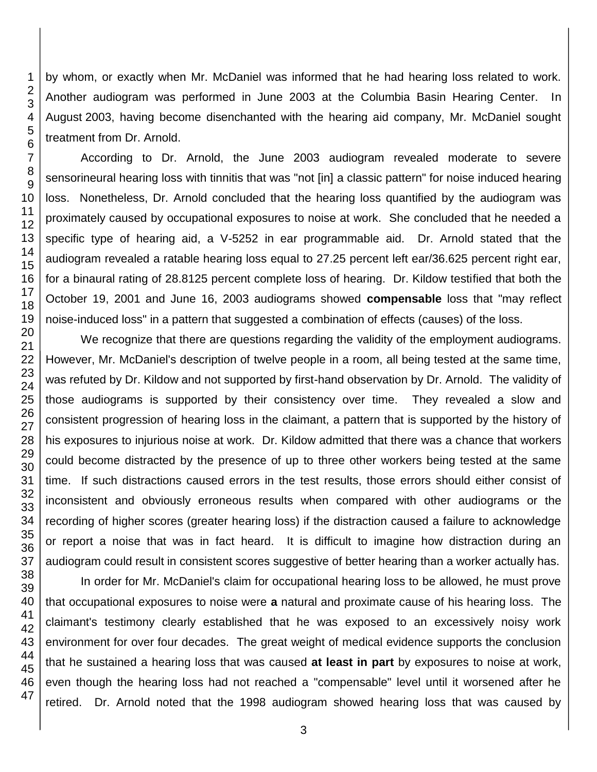by whom, or exactly when Mr. McDaniel was informed that he had hearing loss related to work. Another audiogram was performed in June 2003 at the Columbia Basin Hearing Center. In August 2003, having become disenchanted with the hearing aid company, Mr. McDaniel sought treatment from Dr. Arnold.

According to Dr. Arnold, the June 2003 audiogram revealed moderate to severe sensorineural hearing loss with tinnitis that was "not [in] a classic pattern" for noise induced hearing loss. Nonetheless, Dr. Arnold concluded that the hearing loss quantified by the audiogram was proximately caused by occupational exposures to noise at work. She concluded that he needed a specific type of hearing aid, a V-5252 in ear programmable aid. Dr. Arnold stated that the audiogram revealed a ratable hearing loss equal to 27.25 percent left ear/36.625 percent right ear, for a binaural rating of 28.8125 percent complete loss of hearing. Dr. Kildow testified that both the October 19, 2001 and June 16, 2003 audiograms showed **compensable** loss that "may reflect noise-induced loss" in a pattern that suggested a combination of effects (causes) of the loss.

We recognize that there are questions regarding the validity of the employment audiograms. However, Mr. McDaniel's description of twelve people in a room, all being tested at the same time, was refuted by Dr. Kildow and not supported by first-hand observation by Dr. Arnold. The validity of those audiograms is supported by their consistency over time. They revealed a slow and consistent progression of hearing loss in the claimant, a pattern that is supported by the history of his exposures to injurious noise at work. Dr. Kildow admitted that there was a chance that workers could become distracted by the presence of up to three other workers being tested at the same time. If such distractions caused errors in the test results, those errors should either consist of inconsistent and obviously erroneous results when compared with other audiograms or the recording of higher scores (greater hearing loss) if the distraction caused a failure to acknowledge or report a noise that was in fact heard. It is difficult to imagine how distraction during an audiogram could result in consistent scores suggestive of better hearing than a worker actually has.

In order for Mr. McDaniel's claim for occupational hearing loss to be allowed, he must prove that occupational exposures to noise were **a** natural and proximate cause of his hearing loss. The claimant's testimony clearly established that he was exposed to an excessively noisy work environment for over four decades. The great weight of medical evidence supports the conclusion that he sustained a hearing loss that was caused **at least in part** by exposures to noise at work, even though the hearing loss had not reached a "compensable" level until it worsened after he retired. Dr. Arnold noted that the 1998 audiogram showed hearing loss that was caused by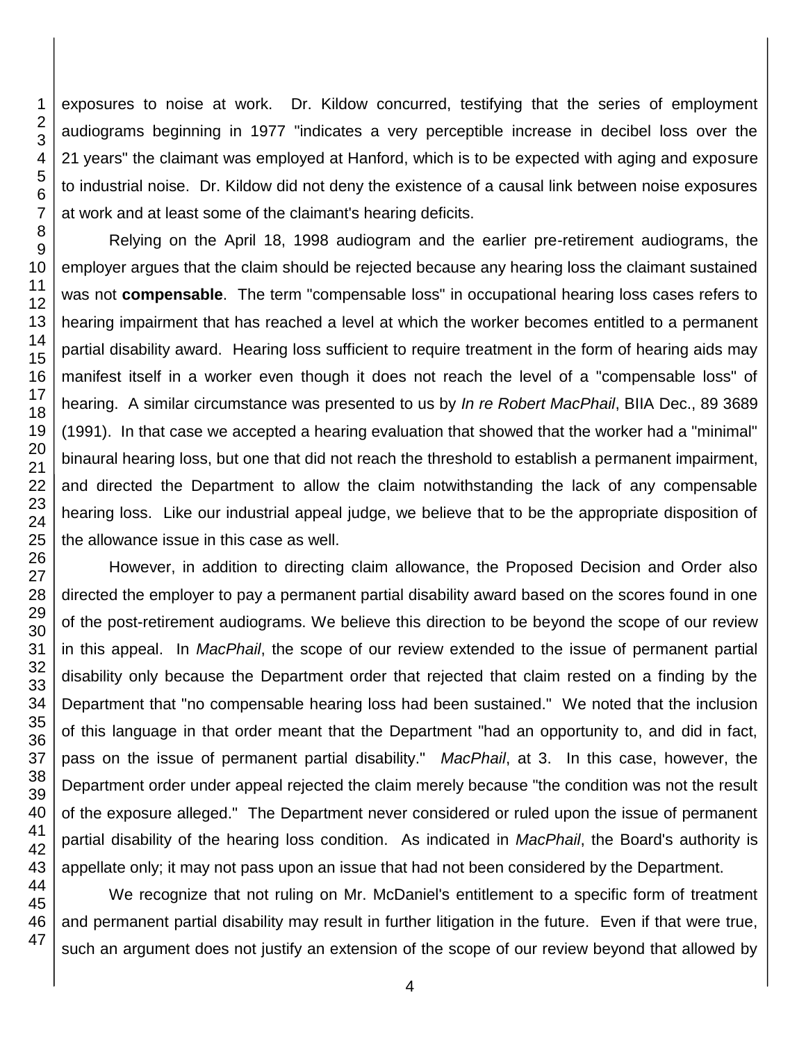exposures to noise at work. Dr. Kildow concurred, testifying that the series of employment audiograms beginning in 1977 "indicates a very perceptible increase in decibel loss over the 21 years" the claimant was employed at Hanford, which is to be expected with aging and exposure to industrial noise. Dr. Kildow did not deny the existence of a causal link between noise exposures at work and at least some of the claimant's hearing deficits.

Relying on the April 18, 1998 audiogram and the earlier pre-retirement audiograms, the employer argues that the claim should be rejected because any hearing loss the claimant sustained was not **compensable**. The term "compensable loss" in occupational hearing loss cases refers to hearing impairment that has reached a level at which the worker becomes entitled to a permanent partial disability award. Hearing loss sufficient to require treatment in the form of hearing aids may manifest itself in a worker even though it does not reach the level of a "compensable loss" of hearing. A similar circumstance was presented to us by *In re Robert MacPhail*, BIIA Dec., 89 3689 (1991). In that case we accepted a hearing evaluation that showed that the worker had a "minimal" binaural hearing loss, but one that did not reach the threshold to establish a permanent impairment, and directed the Department to allow the claim notwithstanding the lack of any compensable hearing loss. Like our industrial appeal judge, we believe that to be the appropriate disposition of the allowance issue in this case as well.

However, in addition to directing claim allowance, the Proposed Decision and Order also directed the employer to pay a permanent partial disability award based on the scores found in one of the post-retirement audiograms. We believe this direction to be beyond the scope of our review in this appeal. In *MacPhail*, the scope of our review extended to the issue of permanent partial disability only because the Department order that rejected that claim rested on a finding by the Department that "no compensable hearing loss had been sustained." We noted that the inclusion of this language in that order meant that the Department "had an opportunity to, and did in fact, pass on the issue of permanent partial disability." *MacPhail*, at 3. In this case, however, the Department order under appeal rejected the claim merely because "the condition was not the result of the exposure alleged." The Department never considered or ruled upon the issue of permanent partial disability of the hearing loss condition. As indicated in *MacPhail*, the Board's authority is appellate only; it may not pass upon an issue that had not been considered by the Department.

We recognize that not ruling on Mr. McDaniel's entitlement to a specific form of treatment and permanent partial disability may result in further litigation in the future. Even if that were true, such an argument does not justify an extension of the scope of our review beyond that allowed by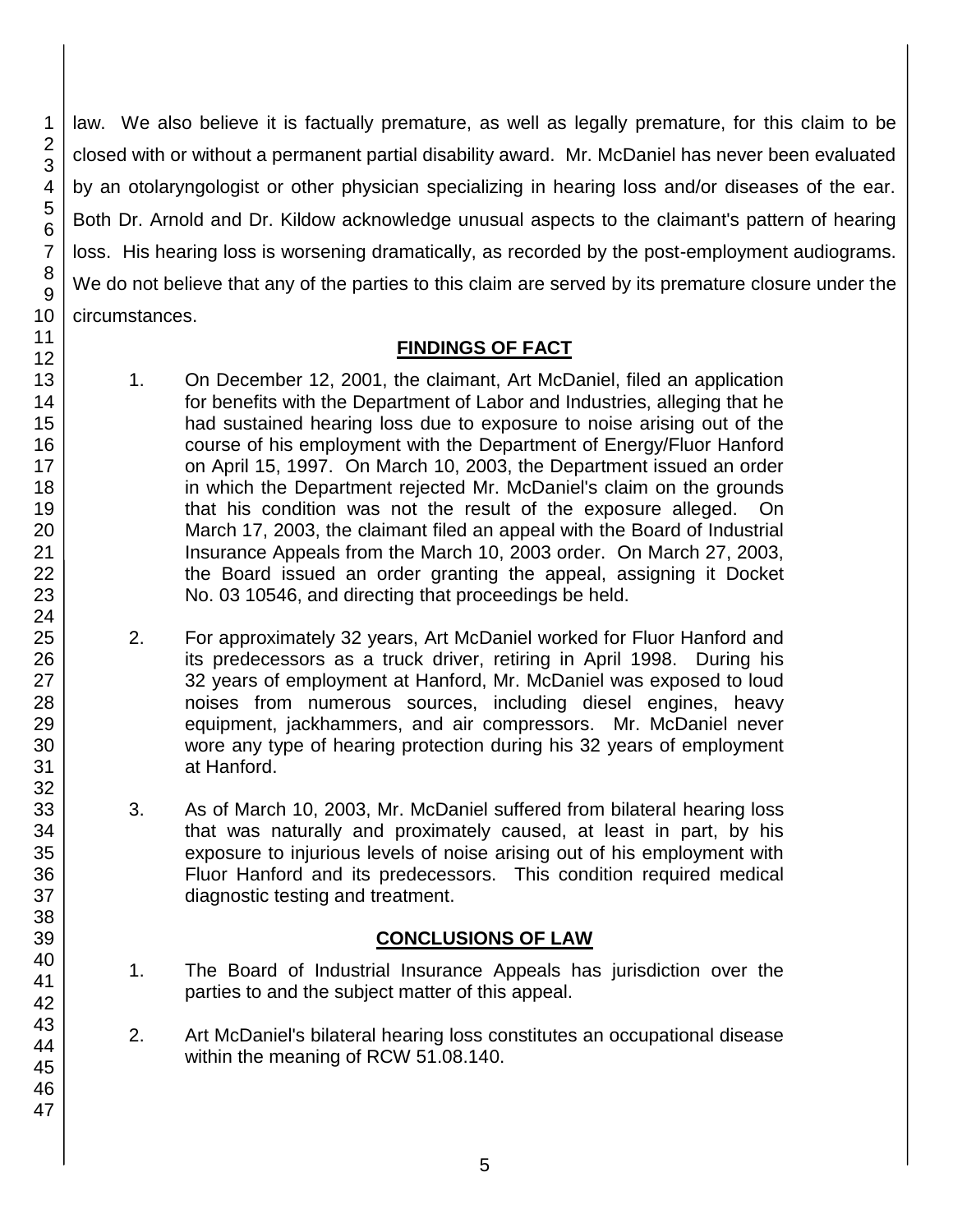law. We also believe it is factually premature, as well as legally premature, for this claim to be closed with or without a permanent partial disability award. Mr. McDaniel has never been evaluated by an otolaryngologist or other physician specializing in hearing loss and/or diseases of the ear. Both Dr. Arnold and Dr. Kildow acknowledge unusual aspects to the claimant's pattern of hearing loss. His hearing loss is worsening dramatically, as recorded by the post-employment audiograms. We do not believe that any of the parties to this claim are served by its premature closure under the circumstances.

## FINDINGS OF FACT

1. On December 12, 2001, the claimant, Art McDaniel, filed an application for benefits with the Department of Labor and Industries, alleging that he had sustained hearing loss due to exposure to noise arising out of the course of his employment with the Department of Energy/Fluor Hanford on April 15, 1997. On March 10, 2003, the Department issued an order in which the Department rejected Mr. McDaniel's claim on the grounds that his condition was not the result of the exposure alleged. On March 17, 2003, the claimant filed an appeal with the Board of Industrial Insurance Appeals from the March 10, 2003 order. On March 27, 2003, the Board issued an order granting the appeal, assigning it Docket No. 03 10546, and directing that proceedings be held.

2. For approximately 32 years, Art McDaniel worked for Fluor Hanford and its predecessors as a truck driver, retiring in April 1998. During his 32 years of employment at Hanford, Mr. McDaniel was exposed to loud noises from numerous sources, including diesel engines, heavy equipment, jackhammers, and air compressors. Mr. McDaniel never wore any type of hearing protection during his 32 years of employment at Hanford.

3. As of March 10, 2003, Mr. McDaniel suffered from bilateral hearing loss that was naturally and proximately caused, at least in part, by his exposure to injurious levels of noise arising out of his employment with Fluor Hanford and its predecessors. This condition required medical diagnostic testing and treatment.

## CONCLUSIONS OF LAW

1. The Board of Industrial Insurance Appeals has jurisdiction over the parties to and the subject matter of this appeal.

2. Art McDaniel's bilateral hearing loss constitutes an occupational disease within the meaning of RCW 51.08.140.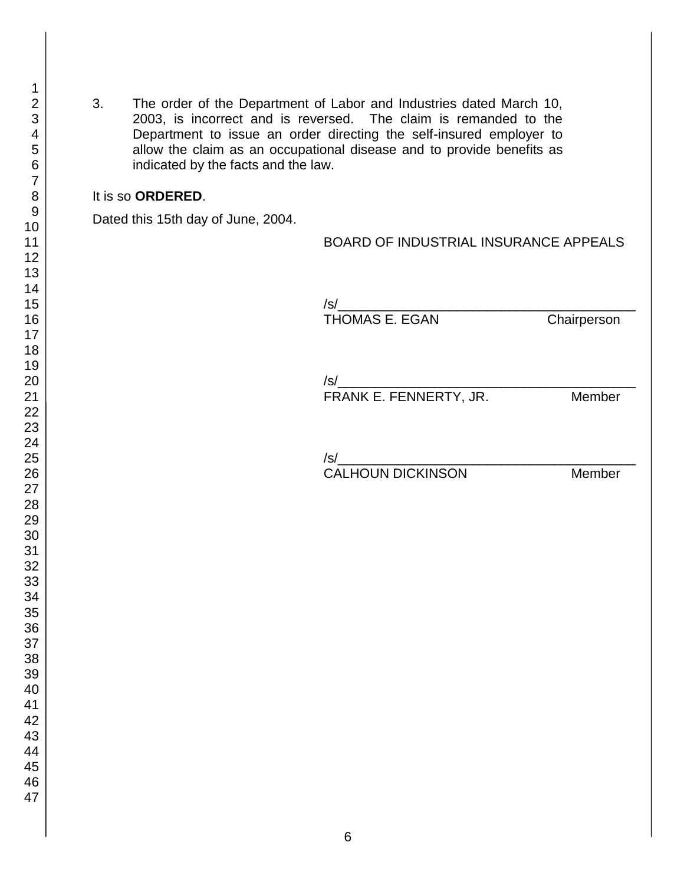3. The order of the Department of Labor and Industries dated March 10, 2003, is incorrect and is reversed. The claim is remanded to the Department to issue an order directing the self-insured employer to allow the claim as an occupational disease and to provide benefits as indicated by the facts and the law.

It is so **ORDERED**.

Dated this 15th day of June, 2004.

BOARD OF INDUSTRIAL INSURANCE APPEALS

/s/________________________________________
THOMAS E. EGAN Chairperson

/s/________________________________________
FRANK E. FENNERTY, JR. Member

/s/________________________________________
CALHOUN DICKINSON Member